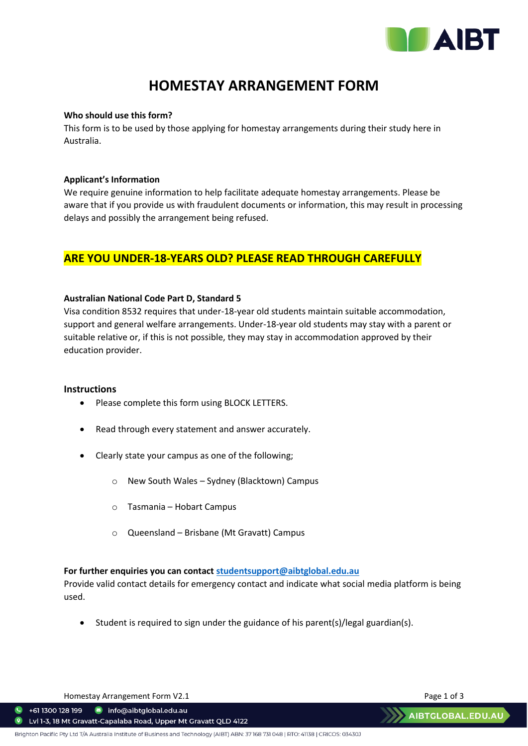# HOMESTAY ARRANGEMENT FORM

**Who should use this form?**

This form is to be used by those applying for homestay arrangements during their study here in Australia.

**Applicant's Information**

We require genuine information to help facilitate adequate homestay arrangements. Please be aware that if you provide us with fraudulent documents or information, this may result in processing delays and possibly the arrangement being refused.

## ARE YOU UNDER-18-YEARS OLD? PLEASE READ THROUGH CAREFULLY

**Australian National Code Part D, Standard 5**

Visa condition 8532 requires that under-18-year old students maintain suitable accommodation, support and general welfare arrangements. Under-18-year old students may stay with a parent or suitable relative or, if this is not possible, they may stay in accommodation approved by their education provider.

### Instructions

- Please complete this form using BLOCK LETTERS.
- Read through every statement and answer accurately.
- Clearly state your campus as one of the following;
  - New South Wales – Sydney (Blacktown) Campus
  - Tasmania – Hobart Campus
  - Queensland – Brisbane (Mt Gravatt) Campus

**For further enquiries you can contact studentsupport@aibtglobal.edu.au**

Provide valid contact details for emergency contact and indicate what social media platform is being used.

- Student is required to sign under the guidance of his parent(s)/legal guardian(s).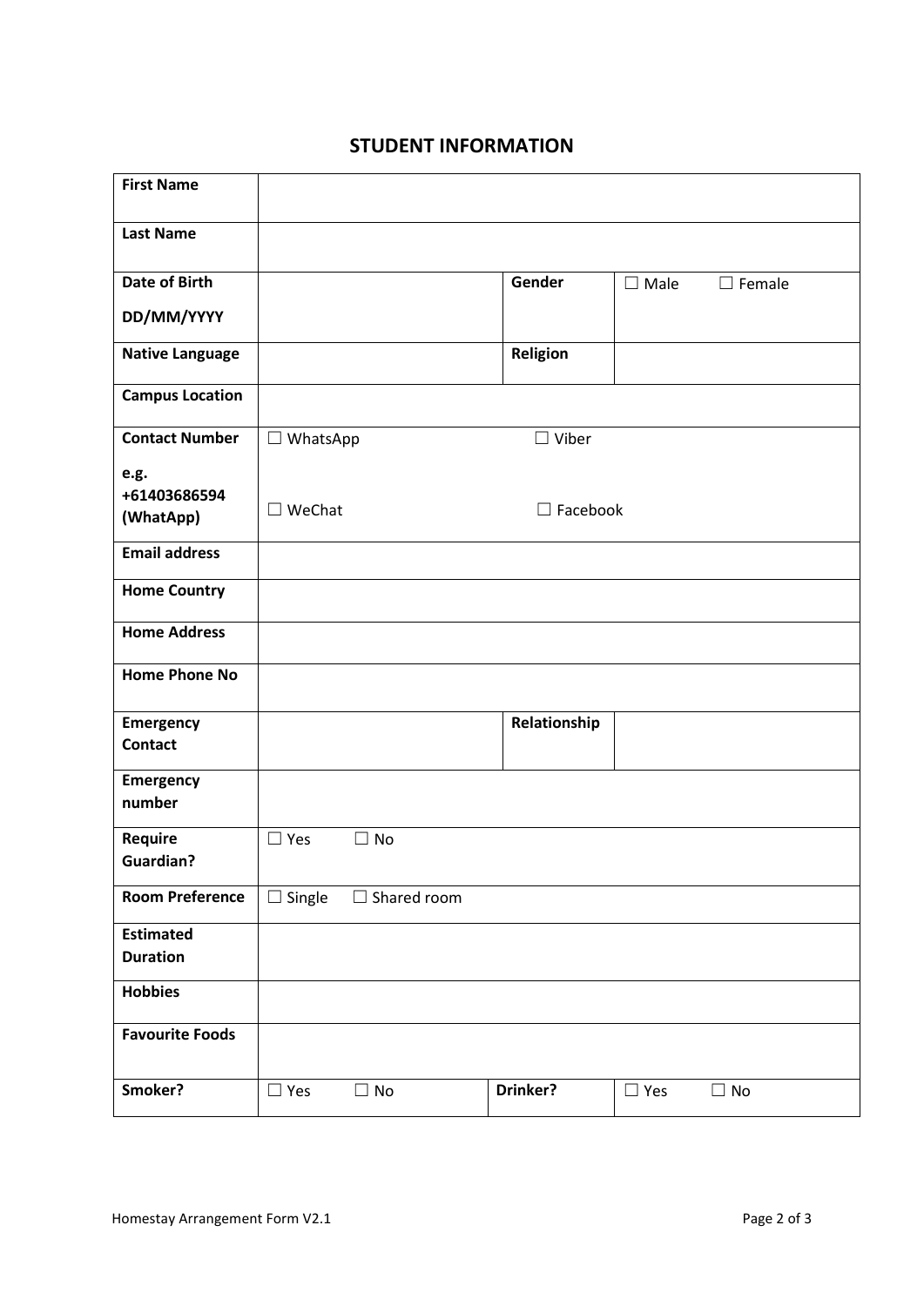# STUDENT INFORMATION

| | | | |
|---|---|---|---|
| **First Name** | | | |
| **Last Name** | | | |
| **Date of Birth** DD/MM/YYYY | | **Gender** | ☐ Male ☐ Female |
| **Native Language** | | **Religion** | |
| **Campus Location** | | | |
| **Contact Number** e.g. +61403686594 (WhatApp) | ☐ WhatsApp ☐ WeChat | ☐ Viber ☐ Facebook | |
| **Email address** | | | |
| **Home Country** | | | |
| **Home Address** | | | |
| **Home Phone No** | | | |
| **Emergency Contact** | | **Relationship** | |
| **Emergency number** | | | |
| **Require Guardian?** | ☐ Yes ☐ No | | |
| **Room Preference** | ☐ Single ☐ Shared room | | |
| **Estimated Duration** | | | |
| **Hobbies** | | | |
| **Favourite Foods** | | | |
| **Smoker?** | ☐ Yes ☐ No | **Drinker?** | ☐ Yes ☐ No |

Homestay Arrangement Form V2.1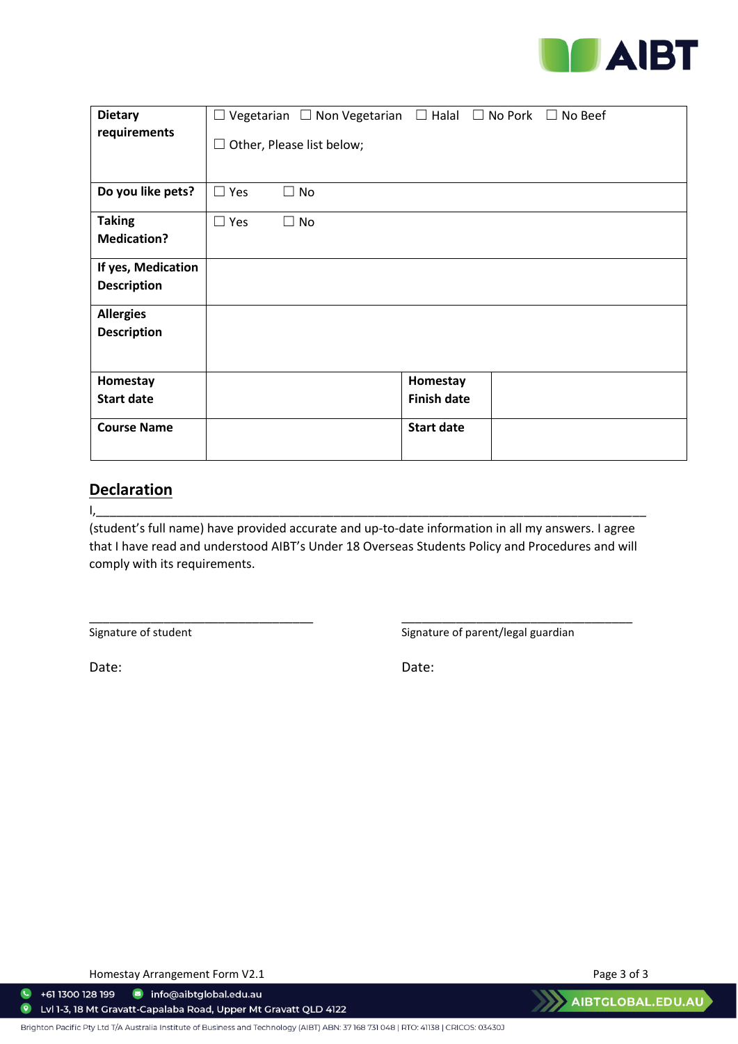| | | | |
|---|---|---|---|
| **Dietary requirements** | ☐ Vegetarian ☐ Non Vegetarian ☐ Halal ☐ No Pork ☐ No Beef<br>☐ Other, Please list below; | | |
| **Do you like pets?** | ☐ Yes ☐ No | | |
| **Taking Medication?** | ☐ Yes ☐ No | | |
| **If yes, Medication Description** | | | |
| **Allergies Description** | | | |
| **Homestay Start date** | | **Homestay Finish date** | |
| **Course Name** | | **Start date** | |

## Declaration

I,\_\_\_\_\_\_\_\_\_\_\_\_\_\_\_\_\_\_\_\_\_\_\_\_\_\_\_\_\_\_\_\_\_\_\_\_\_\_\_\_\_\_\_\_\_\_\_\_\_\_\_\_\_\_\_\_\_\_\_\_\_\_\_\_\_\_\_\_\_\_\_\_\_\_\_\_\_\_
(student's full name) have provided accurate and up-to-date information in all my answers. I agree that I have read and understood AIBT's Under 18 Overseas Students Policy and Procedures and will comply with its requirements.

\_\_\_\_\_\_\_\_\_\_\_\_\_\_\_\_\_\_\_\_\_\_\_\_\_\_\_\_\_\_\_\_\_\_\_
Signature of student

Date:

\_\_\_\_\_\_\_\_\_\_\_\_\_\_\_\_\_\_\_\_\_\_\_\_\_\_\_\_\_\_\_\_\_\_\_
Signature of parent/legal guardian

Date: